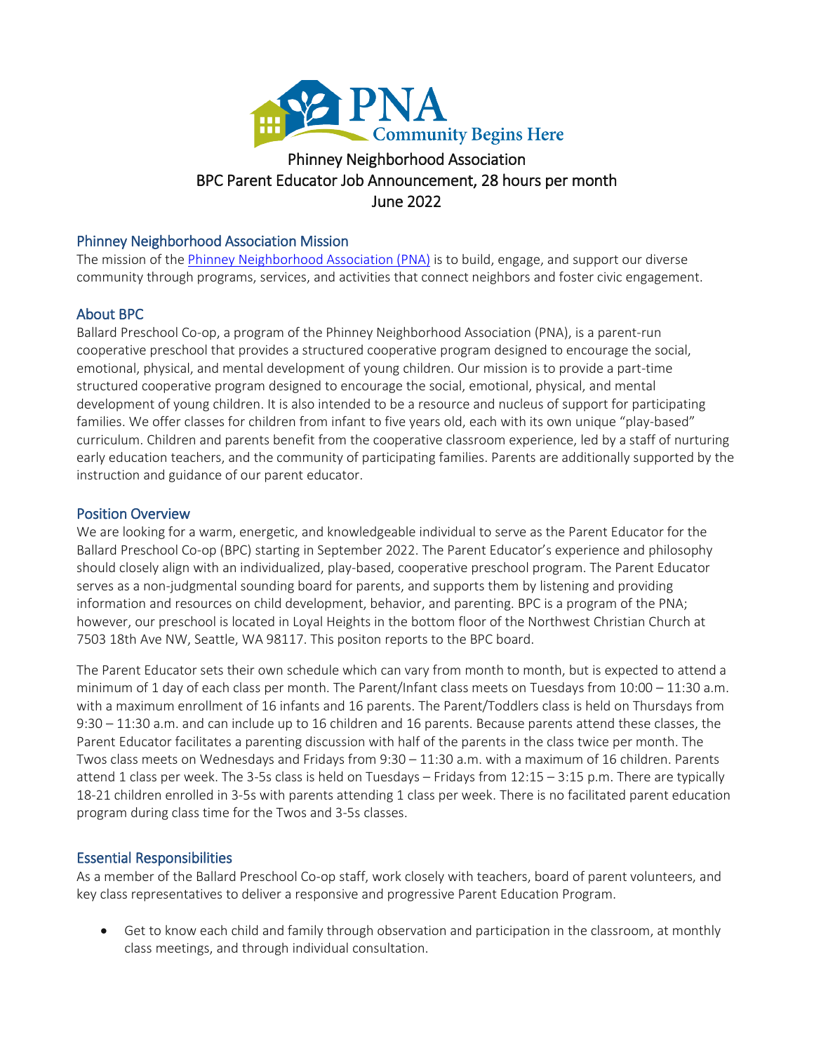# Phinney Neighborhood Association
## BPC Parent Educator Job Announcement, 28 hours per month
### June 2022

## Phinney Neighborhood Association Mission

The mission of the [Phinney Neighborhood Association (PNA)](#) is to build, engage, and support our diverse community through programs, services, and activities that connect neighbors and foster civic engagement.

## About BPC

Ballard Preschool Co-op, a program of the Phinney Neighborhood Association (PNA), is a parent-run cooperative preschool that provides a structured cooperative program designed to encourage the social, emotional, physical, and mental development of young children. Our mission is to provide a part-time structured cooperative program designed to encourage the social, emotional, physical, and mental development of young children. It is also intended to be a resource and nucleus of support for participating families. We offer classes for children from infant to five years old, each with its own unique "play-based" curriculum. Children and parents benefit from the cooperative classroom experience, led by a staff of nurturing early education teachers, and the community of participating families. Parents are additionally supported by the instruction and guidance of our parent educator.

## Position Overview

We are looking for a warm, energetic, and knowledgeable individual to serve as the Parent Educator for the Ballard Preschool Co-op (BPC) starting in September 2022. The Parent Educator's experience and philosophy should closely align with an individualized, play-based, cooperative preschool program. The Parent Educator serves as a non-judgmental sounding board for parents, and supports them by listening and providing information and resources on child development, behavior, and parenting. BPC is a program of the PNA; however, our preschool is located in Loyal Heights in the bottom floor of the Northwest Christian Church at 7503 18th Ave NW, Seattle, WA 98117. This positon reports to the BPC board.

The Parent Educator sets their own schedule which can vary from month to month, but is expected to attend a minimum of 1 day of each class per month. The Parent/Infant class meets on Tuesdays from 10:00 – 11:30 a.m. with a maximum enrollment of 16 infants and 16 parents. The Parent/Toddlers class is held on Thursdays from 9:30 – 11:30 a.m. and can include up to 16 children and 16 parents. Because parents attend these classes, the Parent Educator facilitates a parenting discussion with half of the parents in the class twice per month. The Twos class meets on Wednesdays and Fridays from 9:30 – 11:30 a.m. with a maximum of 16 children. Parents attend 1 class per week. The 3-5s class is held on Tuesdays – Fridays from 12:15 – 3:15 p.m. There are typically 18-21 children enrolled in 3-5s with parents attending 1 class per week. There is no facilitated parent education program during class time for the Twos and 3-5s classes.

## Essential Responsibilities

As a member of the Ballard Preschool Co-op staff, work closely with teachers, board of parent volunteers, and key class representatives to deliver a responsive and progressive Parent Education Program.

- Get to know each child and family through observation and participation in the classroom, at monthly class meetings, and through individual consultation.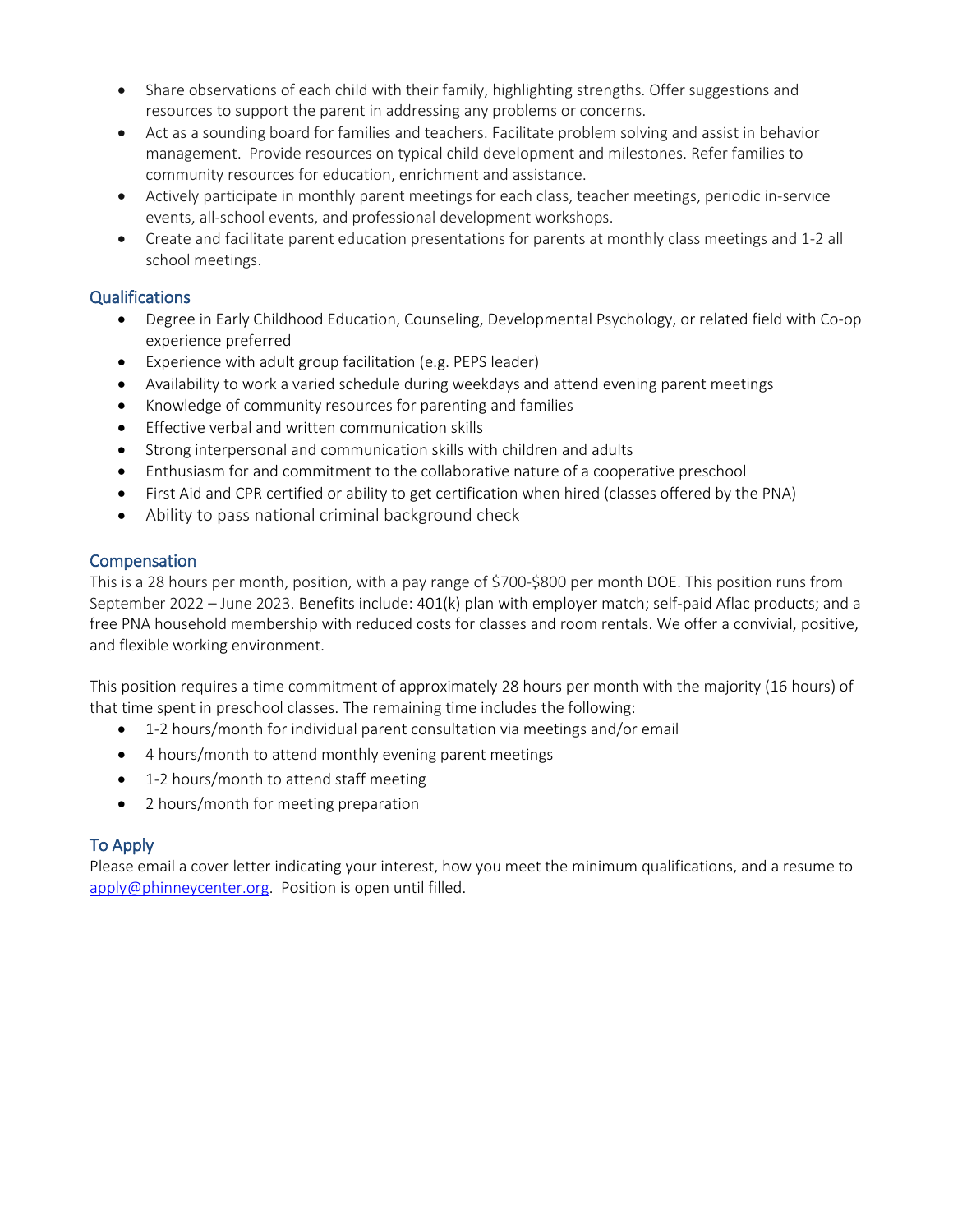- Share observations of each child with their family, highlighting strengths. Offer suggestions and resources to support the parent in addressing any problems or concerns.
- Act as a sounding board for families and teachers. Facilitate problem solving and assist in behavior management. Provide resources on typical child development and milestones. Refer families to community resources for education, enrichment and assistance.
- Actively participate in monthly parent meetings for each class, teacher meetings, periodic in-service events, all-school events, and professional development workshops.
- Create and facilitate parent education presentations for parents at monthly class meetings and 1-2 all school meetings.

## Qualifications

- Degree in Early Childhood Education, Counseling, Developmental Psychology, or related field with Co-op experience preferred
- Experience with adult group facilitation (e.g. PEPS leader)
- Availability to work a varied schedule during weekdays and attend evening parent meetings
- Knowledge of community resources for parenting and families
- Effective verbal and written communication skills
- Strong interpersonal and communication skills with children and adults
- Enthusiasm for and commitment to the collaborative nature of a cooperative preschool
- First Aid and CPR certified or ability to get certification when hired (classes offered by the PNA)
- Ability to pass national criminal background check

## Compensation

This is a 28 hours per month, position, with a pay range of $700-$800 per month DOE. This position runs from September 2022 – June 2023. Benefits include: 401(k) plan with employer match; self-paid Aflac products; and a free PNA household membership with reduced costs for classes and room rentals. We offer a convivial, positive, and flexible working environment.

This position requires a time commitment of approximately 28 hours per month with the majority (16 hours) of that time spent in preschool classes. The remaining time includes the following:

- 1-2 hours/month for individual parent consultation via meetings and/or email
- 4 hours/month to attend monthly evening parent meetings
- 1-2 hours/month to attend staff meeting
- 2 hours/month for meeting preparation

## To Apply

Please email a cover letter indicating your interest, how you meet the minimum qualifications, and a resume to apply@phinneycenter.org. Position is open until filled.